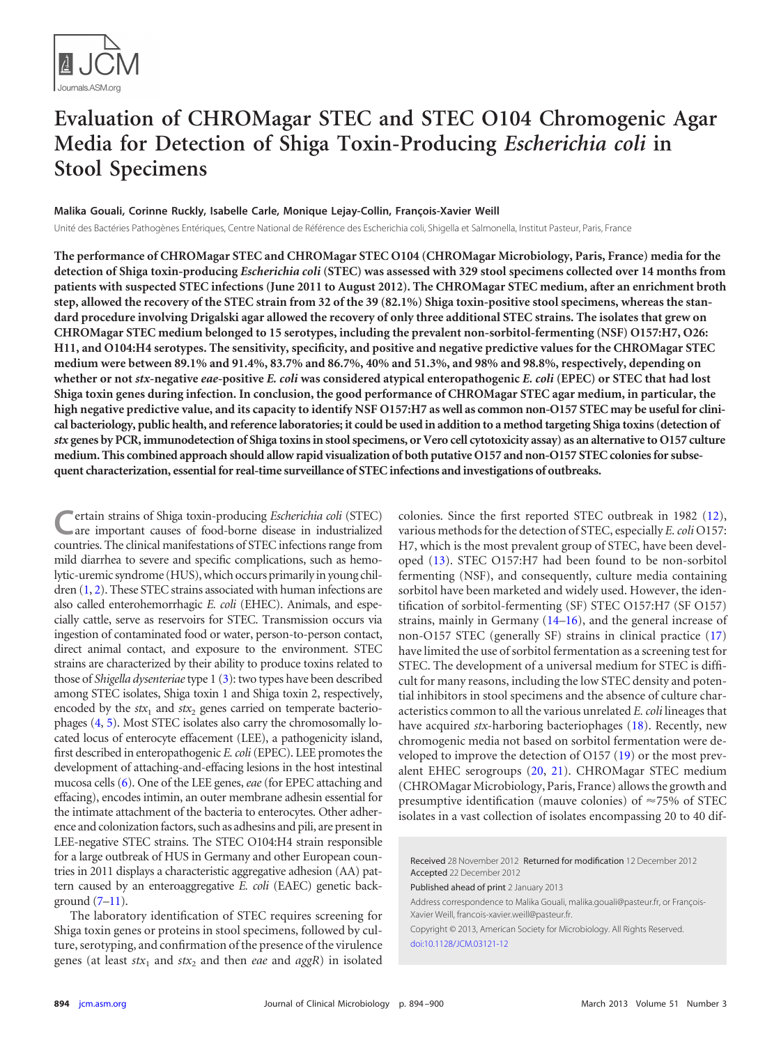# Evaluation of CHROMagar STEC and STEC O104 Chromogenic Agar Media for Detection of Shiga Toxin-Producing *Escherichia coli* in Stool Specimens

**Malika Gouali, Corinne Ruckly, Isabelle Carle, Monique Lejay-Collin, François-Xavier Weill**

Unité des Bactéries Pathogènes Entériques, Centre National de Référence des Escherichia coli, Shigella et Salmonella, Institut Pasteur, Paris, France

**The performance of CHROMagar STEC and CHROMagar STEC O104 (CHROMagar Microbiology, Paris, France) media for the detection of Shiga toxin-producing *Escherichia coli* (STEC) was assessed with 329 stool specimens collected over 14 months from patients with suspected STEC infections (June 2011 to August 2012). The CHROMagar STEC medium, after an enrichment broth step, allowed the recovery of the STEC strain from 32 of the 39 (82.1%) Shiga toxin-positive stool specimens, whereas the standard procedure involving Drigalski agar allowed the recovery of only three additional STEC strains. The isolates that grew on CHROMagar STEC medium belonged to 15 serotypes, including the prevalent non-sorbitol-fermenting (NSF) O157:H7, O26:H11, and O104:H4 serotypes. The sensitivity, specificity, and positive and negative predictive values for the CHROMagar STEC medium were between 89.1% and 91.4%, 83.7% and 86.7%, 40% and 51.3%, and 98% and 98.8%, respectively, depending on whether or not *stx*-negative *eae*-positive *E. coli* was considered atypical enteropathogenic *E. coli* (EPEC) or STEC that had lost Shiga toxin genes during infection. In conclusion, the good performance of CHROMagar STEC agar medium, in particular, the high negative predictive value, and its capacity to identify NSF O157:H7 as well as common non-O157 STEC may be useful for clinical bacteriology, public health, and reference laboratories; it could be used in addition to a method targeting Shiga toxins (detection of *stx* genes by PCR, immunodetection of Shiga toxins in stool specimens, or Vero cell cytotoxicity assay) as an alternative to O157 culture medium. This combined approach should allow rapid visualization of both putative O157 and non-O157 STEC colonies for subsequent characterization, essential for real-time surveillance of STEC infections and investigations of outbreaks.**

Certain strains of Shiga toxin-producing *Escherichia coli* (STEC) are important causes of food-borne disease in industrialized countries. The clinical manifestations of STEC infections range from mild diarrhea to severe and specific complications, such as hemolytic-uremic syndrome (HUS), which occurs primarily in young children (1, 2). These STEC strains associated with human infections are also called enterohemorrhagic *E. coli* (EHEC). Animals, and especially cattle, serve as reservoirs for STEC. Transmission occurs via ingestion of contaminated food or water, person-to-person contact, direct animal contact, and exposure to the environment. STEC strains are characterized by their ability to produce toxins related to those of *Shigella dysenteriae* type 1 (3): two types have been described among STEC isolates, Shiga toxin 1 and Shiga toxin 2, respectively, encoded by the $stx_1$ and $stx_2$ genes carried on temperate bacteriophages (4, 5). Most STEC isolates also carry the chromosomally located locus of enterocyte effacement (LEE), a pathogenicity island, first described in enteropathogenic *E. coli* (EPEC). LEE promotes the development of attaching-and-effacing lesions in the host intestinal mucosa cells (6). One of the LEE genes, *eae* (for EPEC attaching and effacing), encodes intimin, an outer membrane adhesin essential for the intimate attachment of the bacteria to enterocytes. Other adherence and colonization factors, such as adhesins and pili, are present in LEE-negative STEC strains. The STEC O104:H4 strain responsible for a large outbreak of HUS in Germany and other European countries in 2011 displays a characteristic aggregative adhesion (AA) pattern caused by an enteroaggregative *E. coli* (EAEC) genetic background (7–11).

The laboratory identification of STEC requires screening for Shiga toxin genes or proteins in stool specimens, followed by culture, serotyping, and confirmation of the presence of the virulence genes (at least $stx_1$ and $stx_2$ and then *eae* and *aggR*) in isolated colonies. Since the first reported STEC outbreak in 1982 (12), various methods for the detection of STEC, especially *E. coli* O157:H7, which is the most prevalent group of STEC, have been developed (13). STEC O157:H7 had been found to be non-sorbitol fermenting (NSF), and consequently, culture media containing sorbitol have been marketed and widely used. However, the identification of sorbitol-fermenting (SF) STEC O157:H7 (SF O157) strains, mainly in Germany (14–16), and the general increase of non-O157 STEC (generally SF) strains in clinical practice (17) have limited the use of sorbitol fermentation as a screening test for STEC. The development of a universal medium for STEC is difficult for many reasons, including the low STEC density and potential inhibitors in stool specimens and the absence of culture characteristics common to all the various unrelated *E. coli* lineages that have acquired *stx*-harboring bacteriophages (18). Recently, new chromogenic media not based on sorbitol fermentation were developed to improve the detection of O157 (19) or the most prevalent EHEC serogroups (20, 21). CHROMagar STEC medium (CHROMagar Microbiology, Paris, France) allows the growth and presumptive identification (mauve colonies) of ≈75% of STEC isolates in a vast collection of isolates encompassing 20 to 40 dif-

Received 28 November 2012 Returned for modification 12 December 2012 Accepted 22 December 2012

Published ahead of print 2 January 2013

Address correspondence to Malika Gouali, malika.gouali@pasteur.fr, or François-Xavier Weill, francois-xavier.weill@pasteur.fr.

Copyright © 2013, American Society for Microbiology. All Rights Reserved.

doi:10.1128/JCM.03121-12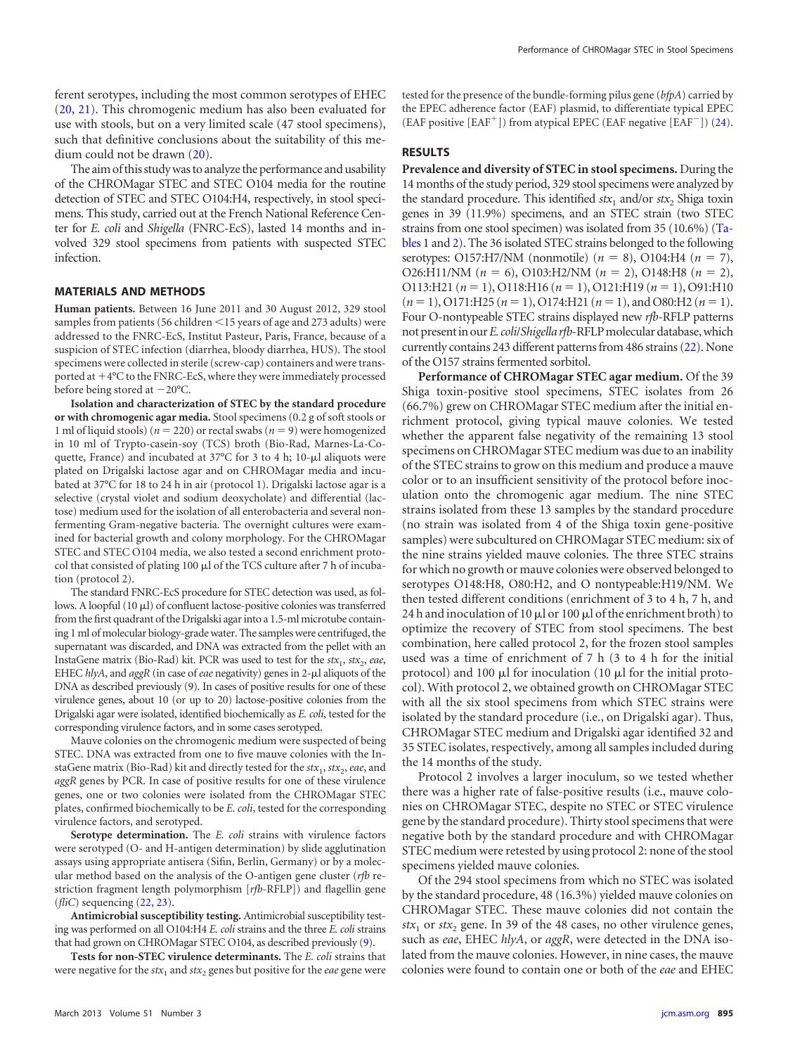ferent serotypes, including the most common serotypes of EHEC (20, 21). This chromogenic medium has also been evaluated for use with stools, but on a very limited scale (47 stool specimens), such that definitive conclusions about the suitability of this medium could not be drawn (20).

The aim of this study was to analyze the performance and usability of the CHROMagar STEC and STEC O104 media for the routine detection of STEC and STEC O104:H4, respectively, in stool specimens. This study, carried out at the French National Reference Center for *E. coli* and *Shigella* (FNRC-EcS), lasted 14 months and involved 329 stool specimens from patients with suspected STEC infection.

## MATERIALS AND METHODS

**Human patients.** Between 16 June 2011 and 30 August 2012, 329 stool samples from patients (56 children <15 years of age and 273 adults) were addressed to the FNRC-EcS, Institut Pasteur, Paris, France, because of a suspicion of STEC infection (diarrhea, bloody diarrhea, HUS). The stool specimens were collected in sterile (screw-cap) containers and were transported at +4°C to the FNRC-EcS, where they were immediately processed before being stored at −20°C.

**Isolation and characterization of STEC by the standard procedure or with chromogenic agar media.** Stool specimens (0.2 g of soft stools or 1 ml of liquid stools) ($n = 220$) or rectal swabs ($n = 9$) were homogenized in 10 ml of Trypto-casein-soy (TCS) broth (Bio-Rad, Marnes-La-Coquette, France) and incubated at 37°C for 3 to 4 h; 10-μl aliquots were plated on Drigalski lactose agar and on CHROMagar media and incubated at 37°C for 18 to 24 h in air (protocol 1). Drigalski lactose agar is a selective (crystal violet and sodium deoxycholate) and differential (lactose) medium used for the isolation of all enterobacteria and several nonfermenting Gram-negative bacteria. The overnight cultures were examined for bacterial growth and colony morphology. For the CHROMagar STEC and STEC O104 media, we also tested a second enrichment protocol that consisted of plating 100 μl of the TCS culture after 7 h of incubation (protocol 2).

The standard FNRC-EcS procedure for STEC detection was used, as follows. A loopful (10 μl) of confluent lactose-positive colonies was transferred from the first quadrant of the Drigalski agar into a 1.5-ml microtube containing 1 ml of molecular biology-grade water. The samples were centrifuged, the supernatant was discarded, and DNA was extracted from the pellet with an InstaGene matrix (Bio-Rad) kit. PCR was used to test for the $stx_1$, $stx_2$, *eae*, EHEC *hlyA*, and *aggR* (in case of *eae* negativity) genes in 2-μl aliquots of the DNA as described previously (9). In cases of positive results for one of these virulence genes, about 10 (or up to 20) lactose-positive colonies from the Drigalski agar were isolated, identified biochemically as *E. coli*, tested for the corresponding virulence factors, and in some cases serotyped.

Mauve colonies on the chromogenic medium were suspected of being STEC. DNA was extracted from one to five mauve colonies with the InstaGene matrix (Bio-Rad) kit and directly tested for the $stx_1$, $stx_2$, *eae*, and *aggR* genes by PCR. In case of positive results for one of these virulence genes, one or two colonies were isolated from the CHROMagar STEC plates, confirmed biochemically to be *E. coli*, tested for the corresponding virulence factors, and serotyped.

**Serotype determination.** The *E. coli* strains with virulence factors were serotyped (O- and H-antigen determination) by slide agglutination assays using appropriate antisera (Sifin, Berlin, Germany) or by a molecular method based on the analysis of the O-antigen gene cluster (*rfb* restriction fragment length polymorphism [*rfb*-RFLP]) and flagellin gene (*fliC*) sequencing (22, 23).

**Antimicrobial susceptibility testing.** Antimicrobial susceptibility testing was performed on all O104:H4 *E. coli* strains and the three *E. coli* strains that had grown on CHROMagar STEC O104, as described previously (9).

**Tests for non-STEC virulence determinants.** The *E. coli* strains that were negative for the $stx_1$ and $stx_2$ genes but positive for the *eae* gene were tested for the presence of the bundle-forming pilus gene (*bfpA*) carried by the EPEC adherence factor (EAF) plasmid, to differentiate typical EPEC (EAF positive [EAF$^+$]) from atypical EPEC (EAF negative [EAF$^-$]) (24).

## RESULTS

**Prevalence and diversity of STEC in stool specimens.** During the 14 months of the study period, 329 stool specimens were analyzed by the standard procedure. This identified $stx_1$ and/or $stx_2$ Shiga toxin genes in 39 (11.9%) specimens, and an STEC strain (two STEC strains from one stool specimen) was isolated from 35 (10.6%) (Tables 1 and 2). The 36 isolated STEC strains belonged to the following serotypes: O157:H7/NM (nonmotile) ($n = 8$), O104:H4 ($n = 7$), O26:H11/NM ($n = 6$), O103:H2/NM ($n = 2$), O148:H8 ($n = 2$), O113:H21 ($n = 1$), O118:H16 ($n = 1$), O121:H19 ($n = 1$), O91:H10 ($n = 1$), O171:H25 ($n = 1$), O174:H21 ($n = 1$), and O80:H2 ($n = 1$). Four O-nontypeable STEC strains displayed new *rfb*-RFLP patterns not present in our *E. coli*/*Shigella rfb*-RFLP molecular database, which currently contains 243 different patterns from 486 strains (22). None of the O157 strains fermented sorbitol.

**Performance of CHROMagar STEC agar medium.** Of the 39 Shiga toxin-positive stool specimens, STEC isolates from 26 (66.7%) grew on CHROMagar STEC medium after the initial enrichment protocol, giving typical mauve colonies. We tested whether the apparent false negativity of the remaining 13 stool specimens on CHROMagar STEC medium was due to an inability of the STEC strains to grow on this medium and produce a mauve color or to an insufficient sensitivity of the protocol before inoculation onto the chromogenic agar medium. The nine STEC strains isolated from these 13 samples by the standard procedure (no strain was isolated from 4 of the Shiga toxin gene-positive samples) were subcultured on CHROMagar STEC medium: six of the nine strains yielded mauve colonies. The three STEC strains for which no growth or mauve colonies were observed belonged to serotypes O148:H8, O80:H2, and O nontypeable:H19/NM. We then tested different conditions (enrichment of 3 to 4 h, 7 h, and 24 h and inoculation of 10 μl or 100 μl of the enrichment broth) to optimize the recovery of STEC from stool specimens. The best combination, here called protocol 2, for the frozen stool samples used was a time of enrichment of 7 h (3 to 4 h for the initial protocol) and 100 μl for inoculation (10 μl for the initial protocol). With protocol 2, we obtained growth on CHROMagar STEC with all the six stool specimens from which STEC strains were isolated by the standard procedure (i.e., on Drigalski agar). Thus, CHROMagar STEC medium and Drigalski agar identified 32 and 35 STEC isolates, respectively, among all samples included during the 14 months of the study.

Protocol 2 involves a larger inoculum, so we tested whether there was a higher rate of false-positive results (i.e., mauve colonies on CHROMagar STEC, despite no STEC or STEC virulence gene by the standard procedure). Thirty stool specimens that were negative both by the standard procedure and with CHROMagar STEC medium were retested by using protocol 2: none of the stool specimens yielded mauve colonies.

Of the 294 stool specimens from which no STEC was isolated by the standard procedure, 48 (16.3%) yielded mauve colonies on CHROMagar STEC. These mauve colonies did not contain the $stx_1$ or $stx_2$ gene. In 39 of the 48 cases, no other virulence genes, such as *eae*, EHEC *hlyA*, or *aggR*, were detected in the DNA isolated from the mauve colonies. However, in nine cases, the mauve colonies were found to contain one or both of the *eae* and EHEC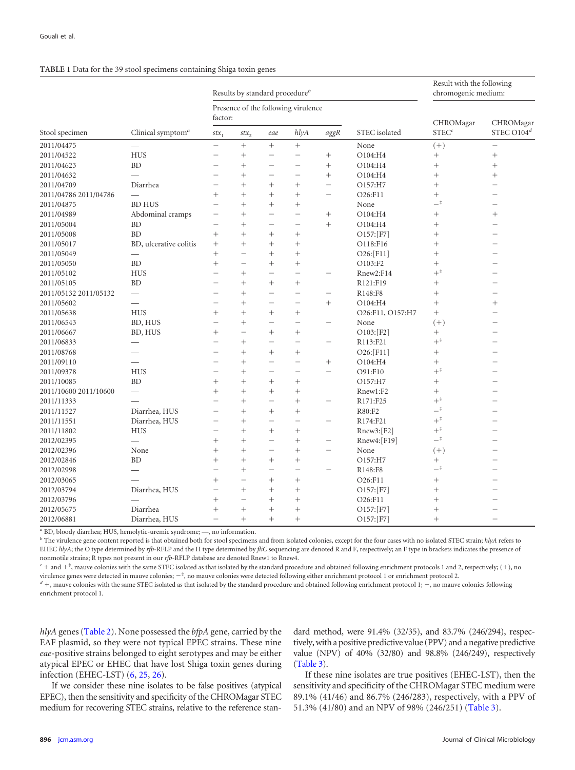**TABLE 1** Data for the 39 stool specimens containing Shiga toxin genes

| Stool specimen | Clinical symptom[a] | Results by standard procedure[b] | | | | | | Result with the following chromogenic medium: | |
|---|---|---|---|---|---|---|---|---|---|
| | | Presence of the following virulence factor: | | | | | STEC isolated | CHROMagar STEC[c] | CHROMagar STEC O104[d] |
| | | $stx_1$ | $stx_2$ | *eae* | *hlyA* | *aggR* | | | |
| 2011/04475 | — | − | + | + | + | | None | (+) | − |
| 2011/04522 | HUS | − | + | − | − | + | O104:H4 | + | + |
| 2011/04623 | BD | − | + | − | − | + | O104:H4 | + | + |
| 2011/04632 | — | − | + | − | − | + | O104:H4 | + | + |
| 2011/04709 | Diarrhea | − | + | + | + | − | O157:H7 | + | − |
| 2011/04786 2011/04786 | — | + | + | + | + | − | O26:F11 | + | − |
| 2011/04875 | BD HUS | − | + | + | + | | None | −[‡] | − |
| 2011/04989 | Abdominal cramps | − | + | − | − | + | O104:H4 | + | + |
| 2011/05004 | BD | − | + | − | − | + | O104:H4 | + | − |
| 2011/05008 | BD | + | + | + | + | | O157:[F7] | + | − |
| 2011/05017 | BD, ulcerative colitis | + | + | + | + | | O118:F16 | + | − |
| 2011/05049 | — | + | − | + | + | | O26:[F11] | + | − |
| 2011/05050 | BD | + | − | + | + | | O103:F2 | + | − |
| 2011/05102 | HUS | − | + | − | − | − | Rnew2:F14 | +[‡] | − |
| 2011/05105 | BD | − | + | + | + | | R121:F19 | + | − |
| 2011/05132 2011/05132 | — | − | + | − | − | − | R148:F8 | + | − |
| 2011/05602 | — | − | + | − | − | + | O104:H4 | + | + |
| 2011/05638 | HUS | + | + | + | + | | O26:F11, O157:H7 | + | − |
| 2011/06543 | BD, HUS | − | + | − | − | − | None | (+) | − |
| 2011/06667 | BD, HUS | + | − | + | + | | O103:[F2] | + | − |
| 2011/06833 | — | − | + | − | − | − | R113:F21 | +[‡] | − |
| 2011/08768 | — | − | + | + | + | | O26:[F11] | + | − |
| 2011/09110 | — | − | + | − | − | + | O104:H4 | + | − |
| 2011/09378 | HUS | − | + | − | − | − | O91:F10 | +[‡] | − |
| 2011/10085 | BD | + | + | + | + | | O157:H7 | + | − |
| 2011/10600 2011/10600 | — | + | + | + | + | | Rnew1:F2 | + | − |
| 2011/11333 | — | − | + | − | + | − | R171:F25 | +[‡] | − |
| 2011/11527 | Diarrhea, HUS | − | + | + | + | | R80:F2 | −[‡] | − |
| 2011/11551 | Diarrhea, HUS | − | + | − | − | − | R174:F21 | +[‡] | − |
| 2011/11802 | HUS | − | + | + | + | | Rnew3:[F2] | +[‡] | − |
| 2012/02395 | — | + | + | − | + | − | Rnew4:[F19] | −[‡] | − |
| 2012/02396 | None | + | + | − | + | − | None | (+) | − |
| 2012/02846 | BD | + | + | + | + | | O157:H7 | + | − |
| 2012/02998 | — | − | + | − | − | − | R148:F8 | −[‡] | − |
| 2012/03065 | — | + | − | + | + | | O26:F11 | + | − |
| 2012/03794 | Diarrhea, HUS | − | + | + | + | | O157:[F7] | + | − |
| 2012/03796 | — | + | − | + | + | | O26:F11 | + | − |
| 2012/05675 | Diarrhea | + | + | + | + | | O157:[F7] | + | − |
| 2012/06881 | Diarrhea, HUS | − | + | + | + | | O157:[F7] | + | − |

[a] BD, bloody diarrhea; HUS, hemolytic-uremic syndrome; —, no information.

[b] The virulence gene content reported is that obtained both for stool specimens and from isolated colonies, except for the four cases with no isolated STEC strain; *hlyA* refers to EHEC *hlyA*; the O type determined by *rfb*-RFLP and the H type determined by *fliC* sequencing are denoted R and F, respectively; an F type in brackets indicates the presence of nonmotile strains; R types not present in our *rfb*-RFLP database are denoted Rnew1 to Rnew4.

[c] + and +[‡], mauve colonies with the same STEC isolated as that isolated by the standard procedure and obtained following enrichment protocols 1 and 2, respectively; (+), no virulence genes were detected in mauve colonies; −[‡], no mauve colonies were detected following either enrichment protocol 1 or enrichment protocol 2.

[d] +, mauve colonies with the same STEC isolated as that isolated by the standard procedure and obtained following enrichment protocol 1; −, no mauve colonies following enrichment protocol 1.

*hlyA* genes (Table 2). None possessed the *bfpA* gene, carried by the EAF plasmid, so they were not typical EPEC strains. These nine *eae*-positive strains belonged to eight serotypes and may be either atypical EPEC or EHEC that have lost Shiga toxin genes during infection (EHEC-LST) (6, 25, 26).

If we consider these nine isolates to be false positives (atypical EPEC), then the sensitivity and specificity of the CHROMagar STEC medium for recovering STEC strains, relative to the reference standard method, were 91.4% (32/35), and 83.7% (246/294), respectively, with a positive predictive value (PPV) and a negative predictive value (NPV) of 40% (32/80) and 98.8% (246/249), respectively (Table 3).

If these nine isolates are true positives (EHEC-LST), then the sensitivity and specificity of the CHROMagar STEC medium were 89.1% (41/46) and 86.7% (246/283), respectively, with a PPV of 51.3% (41/80) and an NPV of 98% (246/251) (Table 3).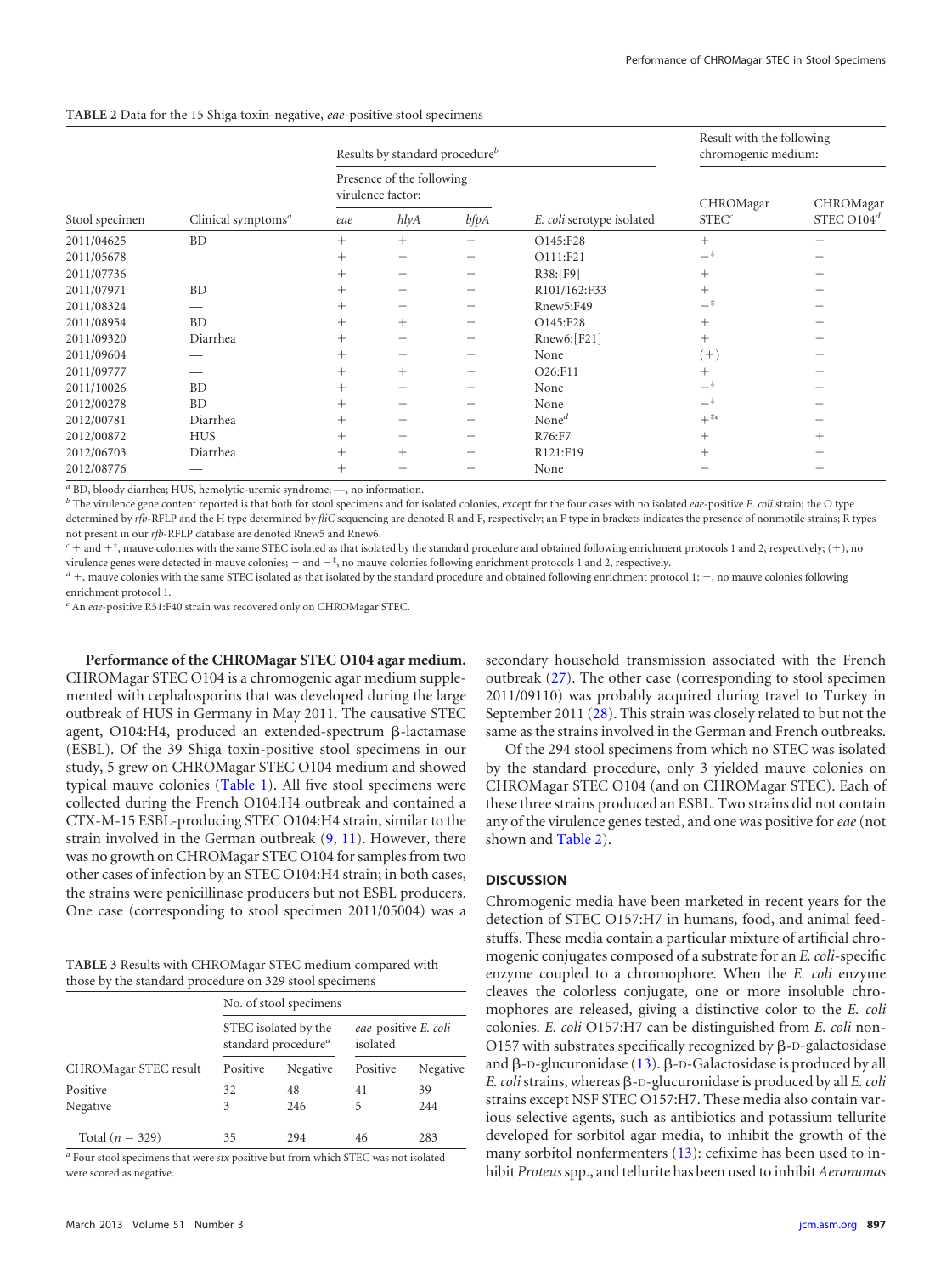**TABLE 2** Data for the 15 Shiga toxin-negative, *eae*-positive stool specimens

| Stool specimen | Clinical symptoms[a] | Results by standard procedure[b] | | | | Result with the following chromogenic medium: | |
|---|---|---|---|---|---|---|---|
| | | Presence of the following virulence factor: | | | | | |
| | | *eae* | *hlyA* | *bfpA* | *E. coli* serotype isolated | CHROMagar STEC[c] | CHROMagar STEC O104[d] |
| 2011/04625 | BD | + | + | − | O145:F28 | + | − |
| 2011/05678 | — | + | − | − | O111:F21 | −[‡] | − |
| 2011/07736 | — | + | − | − | R38:[F9] | + | − |
| 2011/07971 | BD | + | − | − | R101/162:F33 | + | − |
| 2011/08324 | — | + | − | − | Rnew5:F49 | −[‡] | − |
| 2011/08954 | BD | + | + | − | O145:F28 | + | − |
| 2011/09320 | Diarrhea | + | − | − | Rnew6:[F21] | + | − |
| 2011/09604 | — | + | − | − | None | (+) | − |
| 2011/09777 | — | + | + | − | O26:F11 | + | − |
| 2011/10026 | BD | + | − | − | None | −[‡] | − |
| 2012/00278 | BD | + | − | − | None | −[‡] | − |
| 2012/00781 | Diarrhea | + | − | − | None[d] | +[‡e] | − |
| 2012/00872 | HUS | + | − | − | R76:F7 | + | + |
| 2012/06703 | Diarrhea | + | + | − | R121:F19 | + | − |
| 2012/08776 | — | + | − | − | None | − | − |

[a] BD, bloody diarrhea; HUS, hemolytic-uremic syndrome; —, no information.

[b] The virulence gene content reported is that both for stool specimens and for isolated colonies, except for the four cases with no isolated *eae*-positive *E. coli* strain; the O type determined by *rfb*-RFLP and the H type determined by *fliC* sequencing are denoted R and F, respectively; an F type in brackets indicates the presence of nonmotile strains; R types not present in our *rfb*-RFLP database are denoted Rnew5 and Rnew6.

[c] + and +[‡], mauve colonies with the same STEC isolated as that isolated by the standard procedure and obtained following enrichment protocols 1 and 2, respectively; (+), no virulence genes were detected in mauve colonies; − and −[‡], no mauve colonies following enrichment protocols 1 and 2, respectively.

[d] +, mauve colonies with the same STEC isolated as that isolated by the standard procedure and obtained following enrichment protocol 1; −, no mauve colonies following enrichment protocol 1.

[e] An *eae*-positive R51:F40 strain was recovered only on CHROMagar STEC.

**Performance of the CHROMagar STEC O104 agar medium.** CHROMagar STEC O104 is a chromogenic agar medium supplemented with cephalosporins that was developed during the large outbreak of HUS in Germany in May 2011. The causative STEC agent, O104:H4, produced an extended-spectrum β-lactamase (ESBL). Of the 39 Shiga toxin-positive stool specimens in our study, 5 grew on CHROMagar STEC O104 medium and showed typical mauve colonies (Table 1). All five stool specimens were collected during the French O104:H4 outbreak and contained a CTX-M-15 ESBL-producing STEC O104:H4 strain, similar to the strain involved in the German outbreak (9, 11). However, there was no growth on CHROMagar STEC O104 for samples from two other cases of infection by an STEC O104:H4 strain; in both cases, the strains were penicillinase producers but not ESBL producers. One case (corresponding to stool specimen 2011/05004) was a secondary household transmission associated with the French outbreak (27). The other case (corresponding to stool specimen 2011/09110) was probably acquired during travel to Turkey in September 2011 (28). This strain was closely related to but not the same as the strains involved in the German and French outbreaks.

Of the 294 stool specimens from which no STEC was isolated by the standard procedure, only 3 yielded mauve colonies on CHROMagar STEC O104 (and on CHROMagar STEC). Each of these three strains produced an ESBL. Two strains did not contain any of the virulence genes tested, and one was positive for *eae* (not shown and Table 2).

**TABLE 3** Results with CHROMagar STEC medium compared with those by the standard procedure on 329 stool specimens

| CHROMagar STEC result | No. of stool specimens | | | |
|---|---|---|---|---|
| | STEC isolated by the standard procedure[a] | | *eae*-positive *E. coli* isolated | |
| | Positive | Negative | Positive | Negative |
| Positive | 32 | 48 | 41 | 39 |
| Negative | 3 | 246 | 5 | 244 |
| Total (*n* = 329) | 35 | 294 | 46 | 283 |

[a] Four stool specimens that were *stx* positive but from which STEC was not isolated were scored as negative.

## DISCUSSION

Chromogenic media have been marketed in recent years for the detection of STEC O157:H7 in humans, food, and animal feedstuffs. These media contain a particular mixture of artificial chromogenic conjugates composed of a substrate for an *E. coli*-specific enzyme coupled to a chromophore. When the *E. coli* enzyme cleaves the colorless conjugate, one or more insoluble chromophores are released, giving a distinctive color to the *E. coli* colonies. *E. coli* O157:H7 can be distinguished from *E. coli* non-O157 with substrates specifically recognized by β-D-galactosidase and β-D-glucuronidase (13). β-D-Galactosidase is produced by all *E. coli* strains, whereas β-D-glucuronidase is produced by all *E. coli* strains except NSF STEC O157:H7. These media also contain various selective agents, such as antibiotics and potassium tellurite developed for sorbitol agar media, to inhibit the growth of the many sorbitol nonfermenters (13): cefixime has been used to inhibit *Proteus* spp., and tellurite has been used to inhibit *Aeromonas*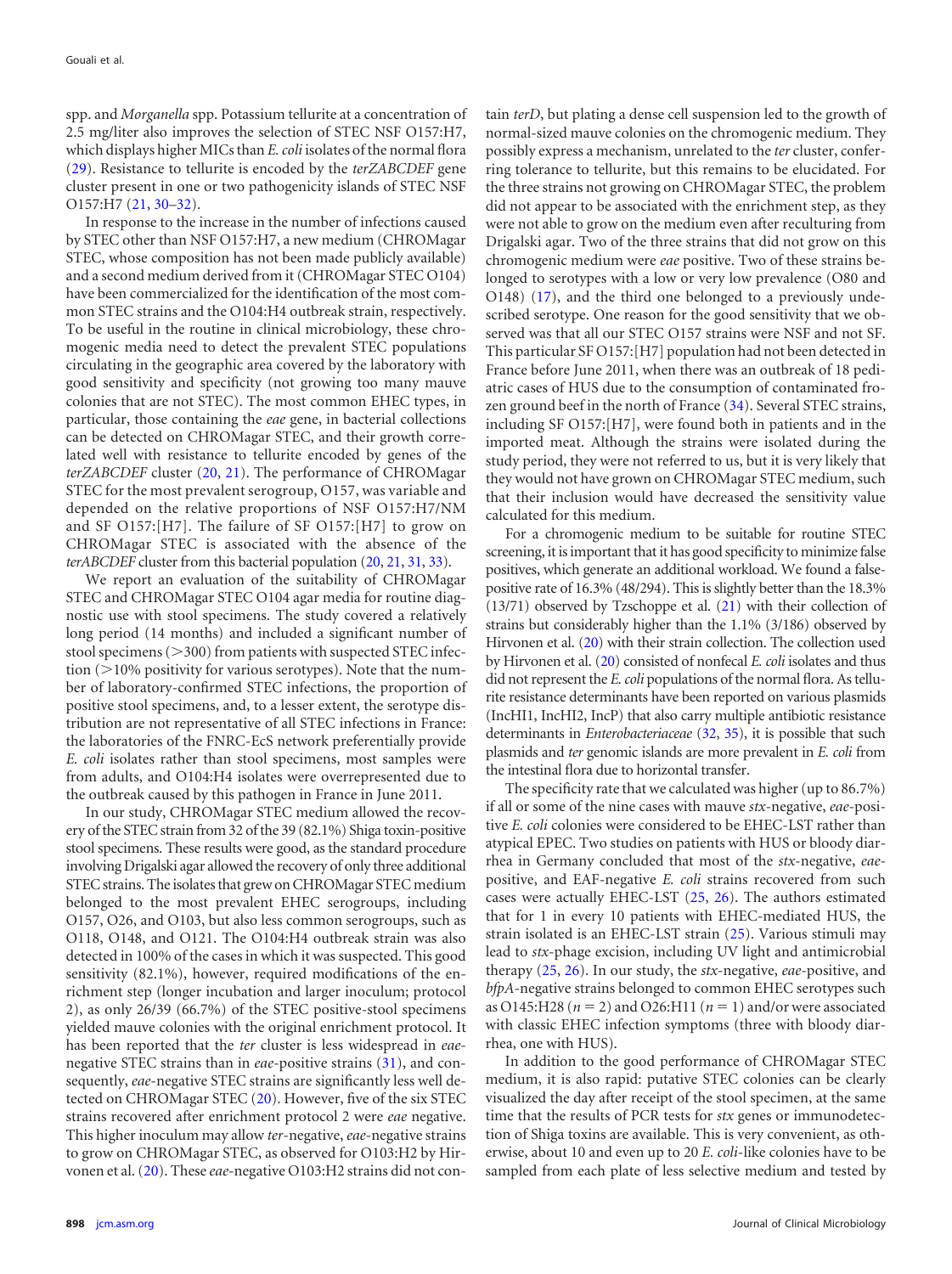spp. and *Morganella* spp. Potassium tellurite at a concentration of 2.5 mg/liter also improves the selection of STEC NSF O157:H7, which displays higher MICs than *E. coli* isolates of the normal flora (29). Resistance to tellurite is encoded by the *terZABCDEF* gene cluster present in one or two pathogenicity islands of STEC NSF O157:H7 (21, 30–32).

In response to the increase in the number of infections caused by STEC other than NSF O157:H7, a new medium (CHROMagar STEC, whose composition has not been made publicly available) and a second medium derived from it (CHROMagar STEC O104) have been commercialized for the identification of the most common STEC strains and the O104:H4 outbreak strain, respectively. To be useful in the routine in clinical microbiology, these chromogenic media need to detect the prevalent STEC populations circulating in the geographic area covered by the laboratory with good sensitivity and specificity (not growing too many mauve colonies that are not STEC). The most common EHEC types, in particular, those containing the *eae* gene, in bacterial collections can be detected on CHROMagar STEC, and their growth correlated well with resistance to tellurite encoded by genes of the *terZABCDEF* cluster (20, 21). The performance of CHROMagar STEC for the most prevalent serogroup, O157, was variable and depended on the relative proportions of NSF O157:H7/NM and SF O157:[H7]. The failure of SF O157:[H7] to grow on CHROMagar STEC is associated with the absence of the *terABCDEF* cluster from this bacterial population (20, 21, 31, 33).

We report an evaluation of the suitability of CHROMagar STEC and CHROMagar STEC O104 agar media for routine diagnostic use with stool specimens. The study covered a relatively long period (14 months) and included a significant number of stool specimens (>300) from patients with suspected STEC infection (>10% positivity for various serotypes). Note that the number of laboratory-confirmed STEC infections, the proportion of positive stool specimens, and, to a lesser extent, the serotype distribution are not representative of all STEC infections in France: the laboratories of the FNRC-EcS network preferentially provide *E. coli* isolates rather than stool specimens, most samples were from adults, and O104:H4 isolates were overrepresented due to the outbreak caused by this pathogen in France in June 2011.

In our study, CHROMagar STEC medium allowed the recovery of the STEC strain from 32 of the 39 (82.1%) Shiga toxin-positive stool specimens. These results were good, as the standard procedure involving Drigalski agar allowed the recovery of only three additional STEC strains. The isolates that grew on CHROMagar STEC medium belonged to the most prevalent EHEC serogroups, including O157, O26, and O103, but also less common serogroups, such as O118, O148, and O121. The O104:H4 outbreak strain was also detected in 100% of the cases in which it was suspected. This good sensitivity (82.1%), however, required modifications of the enrichment step (longer incubation and larger inoculum; protocol 2), as only 26/39 (66.7%) of the STEC positive-stool specimens yielded mauve colonies with the original enrichment protocol. It has been reported that the *ter* cluster is less widespread in *eae*-negative STEC strains than in *eae*-positive strains (31), and consequently, *eae*-negative STEC strains are significantly less well detected on CHROMagar STEC (20). However, five of the six STEC strains recovered after enrichment protocol 2 were *eae* negative. This higher inoculum may allow *ter*-negative, *eae*-negative strains to grow on CHROMagar STEC, as observed for O103:H2 by Hirvonen et al. (20). These *eae*-negative O103:H2 strains did not contain *terD*, but plating a dense cell suspension led to the growth of normal-sized mauve colonies on the chromogenic medium. They possibly express a mechanism, unrelated to the *ter* cluster, conferring tolerance to tellurite, but this remains to be elucidated. For the three strains not growing on CHROMagar STEC, the problem did not appear to be associated with the enrichment step, as they were not able to grow on the medium even after reculturing from Drigalski agar. Two of the three strains that did not grow on this chromogenic medium were *eae* positive. Two of these strains belonged to serotypes with a low or very low prevalence (O80 and O148) (17), and the third one belonged to a previously undescribed serotype. One reason for the good sensitivity that we observed was that all our STEC O157 strains were NSF and not SF. This particular SF O157:[H7] population had not been detected in France before June 2011, when there was an outbreak of 18 pediatric cases of HUS due to the consumption of contaminated frozen ground beef in the north of France (34). Several STEC strains, including SF O157:[H7], were found both in patients and in the imported meat. Although the strains were isolated during the study period, they were not referred to us, but it is very likely that they would not have grown on CHROMagar STEC medium, such that their inclusion would have decreased the sensitivity value calculated for this medium.

For a chromogenic medium to be suitable for routine STEC screening, it is important that it has good specificity to minimize false positives, which generate an additional workload. We found a false-positive rate of 16.3% (48/294). This is slightly better than the 18.3% (13/71) observed by Tzschoppe et al. (21) with their collection of strains but considerably higher than the 1.1% (3/186) observed by Hirvonen et al. (20) with their strain collection. The collection used by Hirvonen et al. (20) consisted of nonfecal *E. coli* isolates and thus did not represent the *E. coli* populations of the normal flora. As tellurite resistance determinants have been reported on various plasmids (IncHI1, IncHI2, IncP) that also carry multiple antibiotic resistance determinants in *Enterobacteriaceae* (32, 35), it is possible that such plasmids and *ter* genomic islands are more prevalent in *E. coli* from the intestinal flora due to horizontal transfer.

The specificity rate that we calculated was higher (up to 86.7%) if all or some of the nine cases with mauve *stx*-negative, *eae*-positive *E. coli* colonies were considered to be EHEC-LST rather than atypical EPEC. Two studies on patients with HUS or bloody diarrhea in Germany concluded that most of the *stx*-negative, *eae*-positive, and EAF-negative *E. coli* strains recovered from such cases were actually EHEC-LST (25, 26). The authors estimated that for 1 in every 10 patients with EHEC-mediated HUS, the strain isolated is an EHEC-LST strain (25). Various stimuli may lead to *stx*-phage excision, including UV light and antimicrobial therapy (25, 26). In our study, the *stx*-negative, *eae*-positive, and *bfpA*-negative strains belonged to common EHEC serotypes such as O145:H28 ($n = 2$) and O26:H11 ($n = 1$) and/or were associated with classic EHEC infection symptoms (three with bloody diarrhea, one with HUS).

In addition to the good performance of CHROMagar STEC medium, it is also rapid: putative STEC colonies can be clearly visualized the day after receipt of the stool specimen, at the same time that the results of PCR tests for *stx* genes or immunodetection of Shiga toxins are available. This is very convenient, as otherwise, about 10 and even up to 20 *E. coli*-like colonies have to be sampled from each plate of less selective medium and tested by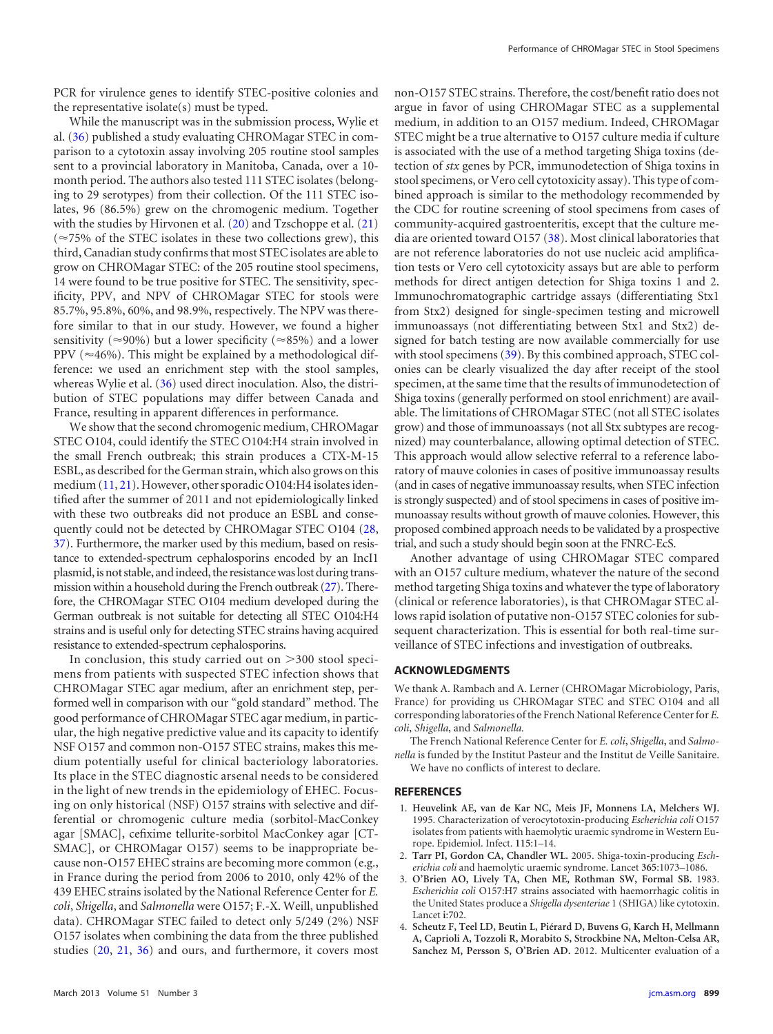PCR for virulence genes to identify STEC-positive colonies and the representative isolate(s) must be typed.

While the manuscript was in the submission process, Wylie et al. (36) published a study evaluating CHROMagar STEC in comparison to a cytotoxin assay involving 205 routine stool samples sent to a provincial laboratory in Manitoba, Canada, over a 10-month period. The authors also tested 111 STEC isolates (belonging to 29 serotypes) from their collection. Of the 111 STEC isolates, 96 (86.5%) grew on the chromogenic medium. Together with the studies by Hirvonen et al. (20) and Tzschoppe et al. (21) (≈75% of the STEC isolates in these two collections grew), this third, Canadian study confirms that most STEC isolates are able to grow on CHROMagar STEC: of the 205 routine stool specimens, 14 were found to be true positive for STEC. The sensitivity, specificity, PPV, and NPV of CHROMagar STEC for stools were 85.7%, 95.8%, 60%, and 98.9%, respectively. The NPV was therefore similar to that in our study. However, we found a higher sensitivity (≈90%) but a lower specificity (≈85%) and a lower PPV (≈46%). This might be explained by a methodological difference: we used an enrichment step with the stool samples, whereas Wylie et al. (36) used direct inoculation. Also, the distribution of STEC populations may differ between Canada and France, resulting in apparent differences in performance.

We show that the second chromogenic medium, CHROMagar STEC O104, could identify the STEC O104:H4 strain involved in the small French outbreak; this strain produces a CTX-M-15 ESBL, as described for the German strain, which also grows on this medium (11, 21). However, other sporadic O104:H4 isolates identified after the summer of 2011 and not epidemiologically linked with these two outbreaks did not produce an ESBL and consequently could not be detected by CHROMagar STEC O104 (28, 37). Furthermore, the marker used by this medium, based on resistance to extended-spectrum cephalosporins encoded by an IncI1 plasmid, is not stable, and indeed, the resistance was lost during transmission within a household during the French outbreak (27). Therefore, the CHROMagar STEC O104 medium developed during the German outbreak is not suitable for detecting all STEC O104:H4 strains and is useful only for detecting STEC strains having acquired resistance to extended-spectrum cephalosporins.

In conclusion, this study carried out on >300 stool specimens from patients with suspected STEC infection shows that CHROMagar STEC agar medium, after an enrichment step, performed well in comparison with our "gold standard" method. The good performance of CHROMagar STEC agar medium, in particular, the high negative predictive value and its capacity to identify NSF O157 and common non-O157 STEC strains, makes this medium potentially useful for clinical bacteriology laboratories. Its place in the STEC diagnostic arsenal needs to be considered in the light of new trends in the epidemiology of EHEC. Focusing on only historical (NSF) O157 strains with selective and differential or chromogenic culture media (sorbitol-MacConkey agar [SMAC], cefixime tellurite-sorbitol MacConkey agar [CT-SMAC], or CHROMagar O157) seems to be inappropriate because non-O157 EHEC strains are becoming more common (e.g., in France during the period from 2006 to 2010, only 42% of the 439 EHEC strains isolated by the National Reference Center for *E. coli*, *Shigella*, and *Salmonella* were O157; F.-X. Weill, unpublished data). CHROMagar STEC failed to detect only 5/249 (2%) NSF O157 isolates when combining the data from the three published studies (20, 21, 36) and ours, and furthermore, it covers most non-O157 STEC strains. Therefore, the cost/benefit ratio does not argue in favor of using CHROMagar STEC as a supplemental medium, in addition to an O157 medium. Indeed, CHROMagar STEC might be a true alternative to O157 culture media if culture is associated with the use of a method targeting Shiga toxins (detection of *stx* genes by PCR, immunodetection of Shiga toxins in stool specimens, or Vero cell cytotoxicity assay). This type of combined approach is similar to the methodology recommended by the CDC for routine screening of stool specimens from cases of community-acquired gastroenteritis, except that the culture media are oriented toward O157 (38). Most clinical laboratories that are not reference laboratories do not use nucleic acid amplification tests or Vero cell cytotoxicity assays but are able to perform methods for direct antigen detection for Shiga toxins 1 and 2. Immunochromatographic cartridge assays (differentiating Stx1 from Stx2) designed for single-specimen testing and microwell immunoassays (not differentiating between Stx1 and Stx2) designed for batch testing are now available commercially for use with stool specimens (39). By this combined approach, STEC colonies can be clearly visualized the day after receipt of the stool specimen, at the same time that the results of immunodetection of Shiga toxins (generally performed on stool enrichment) are available. The limitations of CHROMagar STEC (not all STEC isolates grow) and those of immunoassays (not all Stx subtypes are recognized) may counterbalance, allowing optimal detection of STEC. This approach would allow selective referral to a reference laboratory of mauve colonies in cases of positive immunoassay results (and in cases of negative immunoassay results, when STEC infection is strongly suspected) and of stool specimens in cases of positive immunoassay results without growth of mauve colonies. However, this proposed combined approach needs to be validated by a prospective trial, and such a study should begin soon at the FNRC-EcS.

Another advantage of using CHROMagar STEC compared with an O157 culture medium, whatever the nature of the second method targeting Shiga toxins and whatever the type of laboratory (clinical or reference laboratories), is that CHROMagar STEC allows rapid isolation of putative non-O157 STEC colonies for subsequent characterization. This is essential for both real-time surveillance of STEC infections and investigation of outbreaks.

## ACKNOWLEDGMENTS

We thank A. Rambach and A. Lerner (CHROMagar Microbiology, Paris, France) for providing us CHROMagar STEC and STEC O104 and all corresponding laboratories of the French National Reference Center for *E. coli*, *Shigella*, and *Salmonella*.

The French National Reference Center for *E. coli*, *Shigella*, and *Salmonella* is funded by the Institut Pasteur and the Institut de Veille Sanitaire.

We have no conflicts of interest to declare.

## REFERENCES

1. **Heuvelink AE, van de Kar NC, Meis JF, Monnens LA, Melchers WJ.** 1995. Characterization of verocytotoxin-producing *Escherichia coli* O157 isolates from patients with haemolytic uraemic syndrome in Western Europe. Epidemiol. Infect. **115**:1–14.
2. **Tarr PI, Gordon CA, Chandler WL.** 2005. Shiga-toxin-producing *Escherichia coli* and haemolytic uraemic syndrome. Lancet **365**:1073–1086.
3. **O'Brien AO, Lively TA, Chen ME, Rothman SW, Formal SB.** 1983. *Escherichia coli* O157:H7 strains associated with haemorrhagic colitis in the United States produce a *Shigella dysenteriae* 1 (SHIGA) like cytotoxin. Lancet **i**:702.
4. **Scheutz F, Teel LD, Beutin L, Piérard D, Buvens G, Karch H, Mellmann A, Caprioli A, Tozzoli R, Morabito S, Strockbine NA, Melton-Celsa AR, Sanchez M, Persson S, O'Brien AD.** 2012. Multicenter evaluation of a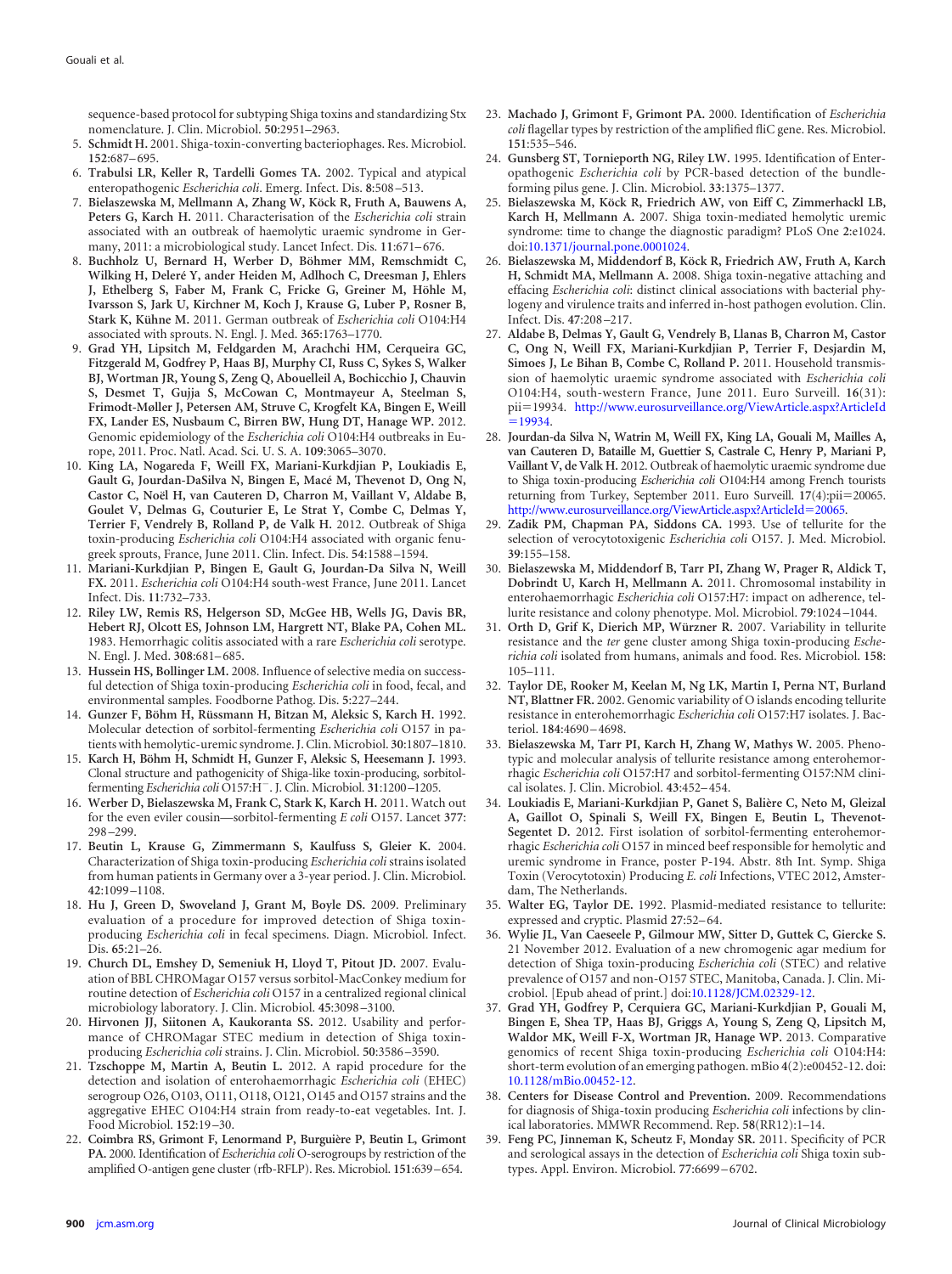sequence-based protocol for subtyping Shiga toxins and standardizing Stx nomenclature. J. Clin. Microbiol. **50**:2951–2963.

5. **Schmidt H.** 2001. Shiga-toxin-converting bacteriophages. Res. Microbiol. **152**:687–695.
6. **Trabulsi LR, Keller R, Tardelli Gomes TA.** 2002. Typical and atypical enteropathogenic *Escherichia coli*. Emerg. Infect. Dis. **8**:508–513.
7. **Bielaszewska M, Mellmann A, Zhang W, Köck R, Fruth A, Bauwens A, Peters G, Karch H.** 2011. Characterisation of the *Escherichia coli* strain associated with an outbreak of haemolytic uraemic syndrome in Germany, 2011: a microbiological study. Lancet Infect. Dis. **11**:671–676.
8. **Buchholz U, Bernard H, Werber D, Böhmer MM, Remschmidt C, Wilking H, Deleré Y, ander Heiden M, Adlhoch C, Dreesman J, Ehlers J, Ethelberg S, Faber M, Frank C, Fricke G, Greiner M, Höhle M, Ivarsson S, Jark U, Kirchner M, Koch J, Krause G, Luber P, Rosner B, Stark K, Kühne M.** 2011. German outbreak of *Escherichia coli* O104:H4 associated with sprouts. N. Engl. J. Med. **365**:1763–1770.
9. **Grad YH, Lipsitch M, Feldgarden M, Arachchi HM, Cerqueira GC, Fitzgerald M, Godfrey P, Haas BJ, Murphy CI, Russ C, Sykes S, Walker BJ, Wortman JR, Young S, Zeng Q, Abouelleil A, Bochicchio J, Chauvin S, Desmet T, Gujja S, McCowan C, Montmayeur A, Steelman S, Frimodt-Møller J, Petersen AM, Struve C, Krogfelt KA, Bingen E, Weill FX, Lander ES, Nusbaum C, Birren BW, Hung DT, Hanage WP.** 2012. Genomic epidemiology of the *Escherichia coli* O104:H4 outbreaks in Europe, 2011. Proc. Natl. Acad. Sci. U. S. A. **109**:3065–3070.
10. **King LA, Nogareda F, Weill FX, Mariani-Kurkdjian P, Loukiadis E, Gault G, Jourdan-DaSilva N, Bingen E, Macé M, Thevenot D, Ong N, Castor C, Noël H, van Cauteren D, Charron M, Vaillant V, Aldabe B, Goulet V, Delmas G, Couturier E, Le Strat Y, Combe C, Delmas Y, Terrier F, Vendrely B, Rolland P, de Valk H.** 2012. Outbreak of Shiga toxin-producing *Escherichia coli* O104:H4 associated with organic fenugreek sprouts, France, June 2011. Clin. Infect. Dis. **54**:1588–1594.
11. **Mariani-Kurkdjian P, Bingen E, Gault G, Jourdan-Da Silva N, Weill FX.** 2011. *Escherichia coli* O104:H4 south-west France, June 2011. Lancet Infect. Dis. **11**:732–733.
12. **Riley LW, Remis RS, Helgerson SD, McGee HB, Wells JG, Davis BR, Hebert RJ, Olcott ES, Johnson LM, Hargrett NT, Blake PA, Cohen ML.** 1983. Hemorrhagic colitis associated with a rare *Escherichia coli* serotype. N. Engl. J. Med. **308**:681–685.
13. **Hussein HS, Bollinger LM.** 2008. Influence of selective media on successful detection of Shiga toxin-producing *Escherichia coli* in food, fecal, and environmental samples. Foodborne Pathog. Dis. **5**:227–244.
14. **Gunzer F, Böhm H, Rüssmann H, Bitzan M, Aleksic S, Karch H.** 1992. Molecular detection of sorbitol-fermenting *Escherichia coli* O157 in patients with hemolytic-uremic syndrome. J. Clin. Microbiol. **30**:1807–1810.
15. **Karch H, Böhm H, Schmidt H, Gunzer F, Aleksic S, Heesemann J.** 1993. Clonal structure and pathogenicity of Shiga-like toxin-producing, sorbitol-fermenting *Escherichia coli* O157:H$^{-}$. J. Clin. Microbiol. **31**:1200–1205.
16. **Werber D, Bielaszewska M, Frank C, Stark K, Karch H.** 2011. Watch out for the even eviler cousin—sorbitol-fermenting *E coli* O157. Lancet **377**:298–299.
17. **Beutin L, Krause G, Zimmermann S, Kaulfuss S, Gleier K.** 2004. Characterization of Shiga toxin-producing *Escherichia coli* strains isolated from human patients in Germany over a 3-year period. J. Clin. Microbiol. **42**:1099–1108.
18. **Hu J, Green D, Swoveland J, Grant M, Boyle DS.** 2009. Preliminary evaluation of a procedure for improved detection of Shiga toxin-producing *Escherichia coli* in fecal specimens. Diagn. Microbiol. Infect. Dis. **65**:21–26.
19. **Church DL, Emshey D, Semeniuk H, Lloyd T, Pitout JD.** 2007. Evaluation of BBL CHROMagar O157 versus sorbitol-MacConkey medium for routine detection of *Escherichia coli* O157 in a centralized regional clinical microbiology laboratory. J. Clin. Microbiol. **45**:3098–3100.
20. **Hirvonen JJ, Siitonen A, Kaukoranta SS.** 2012. Usability and performance of CHROMagar STEC medium in detection of Shiga toxin-producing *Escherichia coli* strains. J. Clin. Microbiol. **50**:3586–3590.
21. **Tzschoppe M, Martin A, Beutin L.** 2012. A rapid procedure for the detection and isolation of enterohaemorrhagic *Escherichia coli* (EHEC) serogroup O26, O103, O111, O118, O121, O145 and O157 strains and the aggregative EHEC O104:H4 strain from ready-to-eat vegetables. Int. J. Food Microbiol. **152**:19–30.
22. **Coimbra RS, Grimont F, Lenormand P, Burguière P, Beutin L, Grimont PA.** 2000. Identification of *Escherichia coli* O-serogroups by restriction of the amplified O-antigen gene cluster (rfb-RFLP). Res. Microbiol. **151**:639–654.
23. **Machado J, Grimont F, Grimont PA.** 2000. Identification of *Escherichia coli* flagellar types by restriction of the amplified fliC gene. Res. Microbiol. **151**:535–546.
24. **Gunsberg ST, Tornieporth NG, Riley LW.** 1995. Identification of Enteropathogenic *Escherichia coli* by PCR-based detection of the bundle-forming pilus gene. J. Clin. Microbiol. **33**:1375–1377.
25. **Bielaszewska M, Köck R, Friedrich AW, von Eiff C, Zimmerhackl LB, Karch H, Mellmann A.** 2007. Shiga toxin-mediated hemolytic uremic syndrome: time to change the diagnostic paradigm? PLoS One **2**:e1024. doi:10.1371/journal.pone.0001024.
26. **Bielaszewska M, Middendorf B, Köck R, Friedrich AW, Fruth A, Karch H, Schmidt MA, Mellmann A.** 2008. Shiga toxin-negative attaching and effacing *Escherichia coli*: distinct clinical associations with bacterial phylogeny and virulence traits and inferred in-host pathogen evolution. Clin. Infect. Dis. **47**:208–217.
27. **Aldabe B, Delmas Y, Gault G, Vendrely B, Llanas B, Charron M, Castor C, Ong N, Weill FX, Mariani-Kurkdjian P, Terrier F, Desjardin M, Simoes J, Le Bihan B, Combe C, Rolland P.** 2011. Household transmission of haemolytic uraemic syndrome associated with *Escherichia coli* O104:H4, south-western France, June 2011. Euro Surveill. **16**(31): pii=19934. http://www.eurosurveillance.org/ViewArticle.aspx?ArticleId=19934.
28. **Jourdan-da Silva N, Watrin M, Weill FX, King LA, Gouali M, Mailles A, van Cauteren D, Bataille M, Guettier S, Castrale C, Henry P, Mariani P, Vaillant V, de Valk H.** 2012. Outbreak of haemolytic uraemic syndrome due to Shiga toxin-producing *Escherichia coli* O104:H4 among French tourists returning from Turkey, September 2011. Euro Surveill. **17**(4):pii=20065. http://www.eurosurveillance.org/ViewArticle.aspx?ArticleId=20065.
29. **Zadik PM, Chapman PA, Siddons CA.** 1993. Use of tellurite for the selection of verocytotoxigenic *Escherichia coli* O157. J. Med. Microbiol. **39**:155–158.
30. **Bielaszewska M, Middendorf B, Tarr PI, Zhang W, Prager R, Aldick T, Dobrindt U, Karch H, Mellmann A.** 2011. Chromosomal instability in enterohaemorrhagic *Escherichia coli* O157:H7: impact on adherence, tellurite resistance and colony phenotype. Mol. Microbiol. **79**:1024–1044.
31. **Orth D, Grif K, Dierich MP, Würzner R.** 2007. Variability in tellurite resistance and the *ter* gene cluster among Shiga toxin-producing *Escherichia coli* isolated from humans, animals and food. Res. Microbiol. **158**:105–111.
32. **Taylor DE, Rooker M, Keelan M, Ng LK, Martin I, Perna NT, Burland NT, Blattner FR.** 2002. Genomic variability of O islands encoding tellurite resistance in enterohemorrhagic *Escherichia coli* O157:H7 isolates. J. Bacteriol. **184**:4690–4698.
33. **Bielaszewska M, Tarr PI, Karch H, Zhang W, Mathys W.** 2005. Phenotypic and molecular analysis of tellurite resistance among enterohemorrhagic *Escherichia coli* O157:H7 and sorbitol-fermenting O157:NM clinical isolates. J. Clin. Microbiol. **43**:452–454.
34. **Loukiadis E, Mariani-Kurkdjian P, Ganet S, Balière C, Neto M, Gleizal A, Gaillot O, Spinali S, Weill FX, Bingen E, Beutin L, Thevenot-Segentet D.** 2012. First isolation of sorbitol-fermenting enterohemorrhagic *Escherichia coli* O157 in minced beef responsible for hemolytic and uremic syndrome in France, poster P-194. Abstr. 8th Int. Symp. Shiga Toxin (Verocytotoxin) Producing *E. coli* Infections, VTEC 2012, Amsterdam, The Netherlands.
35. **Walter EG, Taylor DE.** 1992. Plasmid-mediated resistance to tellurite: expressed and cryptic. Plasmid **27**:52–64.
36. **Wylie JL, Van Caeseele P, Gilmour MW, Sitter D, Guttek C, Giercke S.** 21 November 2012. Evaluation of a new chromogenic agar medium for detection of Shiga toxin-producing *Escherichia coli* (STEC) and relative prevalence of O157 and non-O157 STEC, Manitoba, Canada. J. Clin. Microbiol. [Epub ahead of print.] doi:10.1128/JCM.02329-12.
37. **Grad YH, Godfrey P, Cerquiera GC, Mariani-Kurkdjian P, Gouali M, Bingen E, Shea TP, Haas BJ, Griggs A, Young S, Zeng Q, Lipsitch M, Waldor MK, Weill F-X, Wortman JR, Hanage WP.** 2013. Comparative genomics of recent Shiga toxin-producing *Escherichia coli* O104:H4: short-term evolution of an emerging pathogen. mBio **4**(2):e00452-12. doi:10.1128/mBio.00452-12.
38. **Centers for Disease Control and Prevention.** 2009. Recommendations for diagnosis of Shiga-toxin producing *Escherichia coli* infections by clinical laboratories. MMWR Recommend. Rep. **58**(RR12):1–14.
39. **Feng PC, Jinneman K, Scheutz F, Monday SR.** 2011. Specificity of PCR and serological assays in the detection of *Escherichia coli* Shiga toxin subtypes. Appl. Environ. Microbiol. **77**:6699–6702.